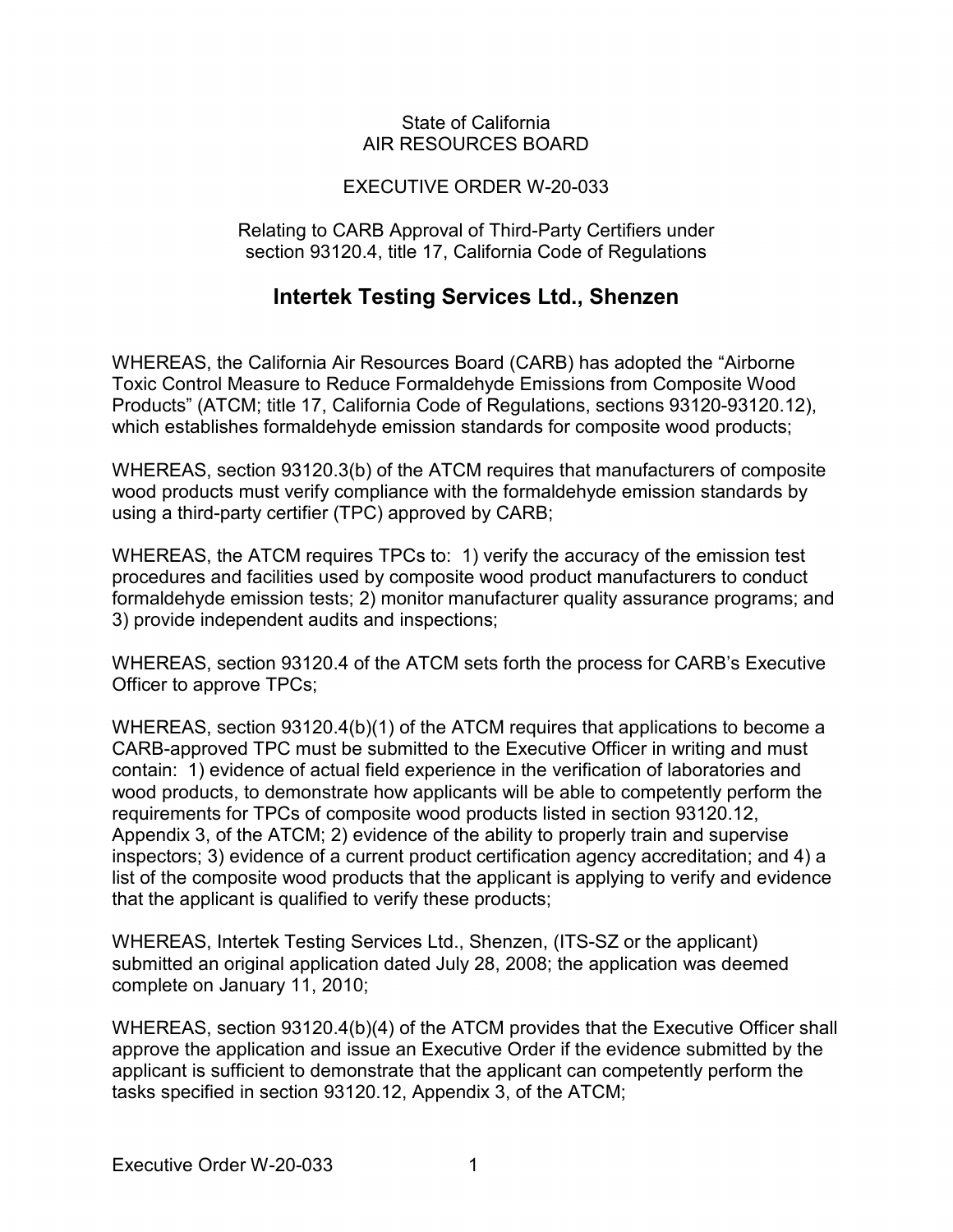State of California
AIR RESOURCES BOARD

EXECUTIVE ORDER W-20-033

Relating to CARB Approval of Third-Party Certifiers under section 93120.4, title 17, California Code of Regulations

# Intertek Testing Services Ltd., Shenzen

WHEREAS, the California Air Resources Board (CARB) has adopted the "Airborne Toxic Control Measure to Reduce Formaldehyde Emissions from Composite Wood Products" (ATCM; title 17, California Code of Regulations, sections 93120-93120.12), which establishes formaldehyde emission standards for composite wood products;

WHEREAS, section 93120.3(b) of the ATCM requires that manufacturers of composite wood products must verify compliance with the formaldehyde emission standards by using a third-party certifier (TPC) approved by CARB;

WHEREAS, the ATCM requires TPCs to: 1) verify the accuracy of the emission test procedures and facilities used by composite wood product manufacturers to conduct formaldehyde emission tests; 2) monitor manufacturer quality assurance programs; and 3) provide independent audits and inspections;

WHEREAS, section 93120.4 of the ATCM sets forth the process for CARB's Executive Officer to approve TPCs;

WHEREAS, section 93120.4(b)(1) of the ATCM requires that applications to become a CARB-approved TPC must be submitted to the Executive Officer in writing and must contain: 1) evidence of actual field experience in the verification of laboratories and wood products, to demonstrate how applicants will be able to competently perform the requirements for TPCs of composite wood products listed in section 93120.12, Appendix 3, of the ATCM; 2) evidence of the ability to properly train and supervise inspectors; 3) evidence of a current product certification agency accreditation; and 4) a list of the composite wood products that the applicant is applying to verify and evidence that the applicant is qualified to verify these products;

WHEREAS, Intertek Testing Services Ltd., Shenzen, (ITS-SZ or the applicant) submitted an original application dated July 28, 2008; the application was deemed complete on January 11, 2010;

WHEREAS, section 93120.4(b)(4) of the ATCM provides that the Executive Officer shall approve the application and issue an Executive Order if the evidence submitted by the applicant is sufficient to demonstrate that the applicant can competently perform the tasks specified in section 93120.12, Appendix 3, of the ATCM;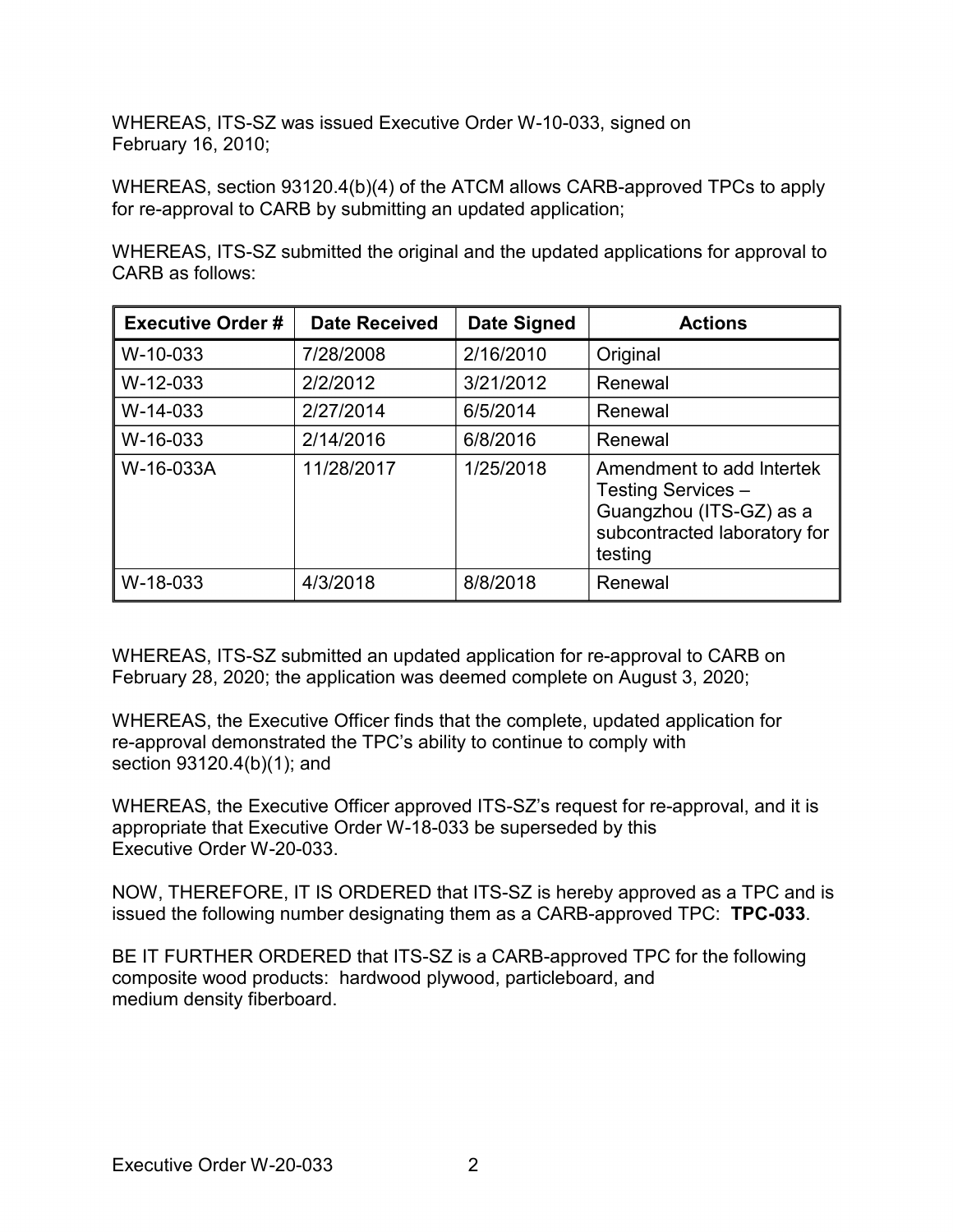WHEREAS, ITS-SZ was issued Executive Order W-10-033, signed on February 16, 2010;

WHEREAS, section 93120.4(b)(4) of the ATCM allows CARB-approved TPCs to apply for re-approval to CARB by submitting an updated application;

WHEREAS, ITS-SZ submitted the original and the updated applications for approval to CARB as follows:

| Executive Order # | Date Received | Date Signed | Actions |
|---|---|---|---|
| W-10-033 | 7/28/2008 | 2/16/2010 | Original |
| W-12-033 | 2/2/2012 | 3/21/2012 | Renewal |
| W-14-033 | 2/27/2014 | 6/5/2014 | Renewal |
| W-16-033 | 2/14/2016 | 6/8/2016 | Renewal |
| W-16-033A | 11/28/2017 | 1/25/2018 | Amendment to add Intertek Testing Services – Guangzhou (ITS-GZ) as a subcontracted laboratory for testing |
| W-18-033 | 4/3/2018 | 8/8/2018 | Renewal |

WHEREAS, ITS-SZ submitted an updated application for re-approval to CARB on February 28, 2020; the application was deemed complete on August 3, 2020;

WHEREAS, the Executive Officer finds that the complete, updated application for re-approval demonstrated the TPC's ability to continue to comply with section 93120.4(b)(1); and

WHEREAS, the Executive Officer approved ITS-SZ's request for re-approval, and it is appropriate that Executive Order W-18-033 be superseded by this Executive Order W-20-033.

NOW, THEREFORE, IT IS ORDERED that ITS-SZ is hereby approved as a TPC and is issued the following number designating them as a CARB-approved TPC: **TPC-033**.

BE IT FURTHER ORDERED that ITS-SZ is a CARB-approved TPC for the following composite wood products: hardwood plywood, particleboard, and medium density fiberboard.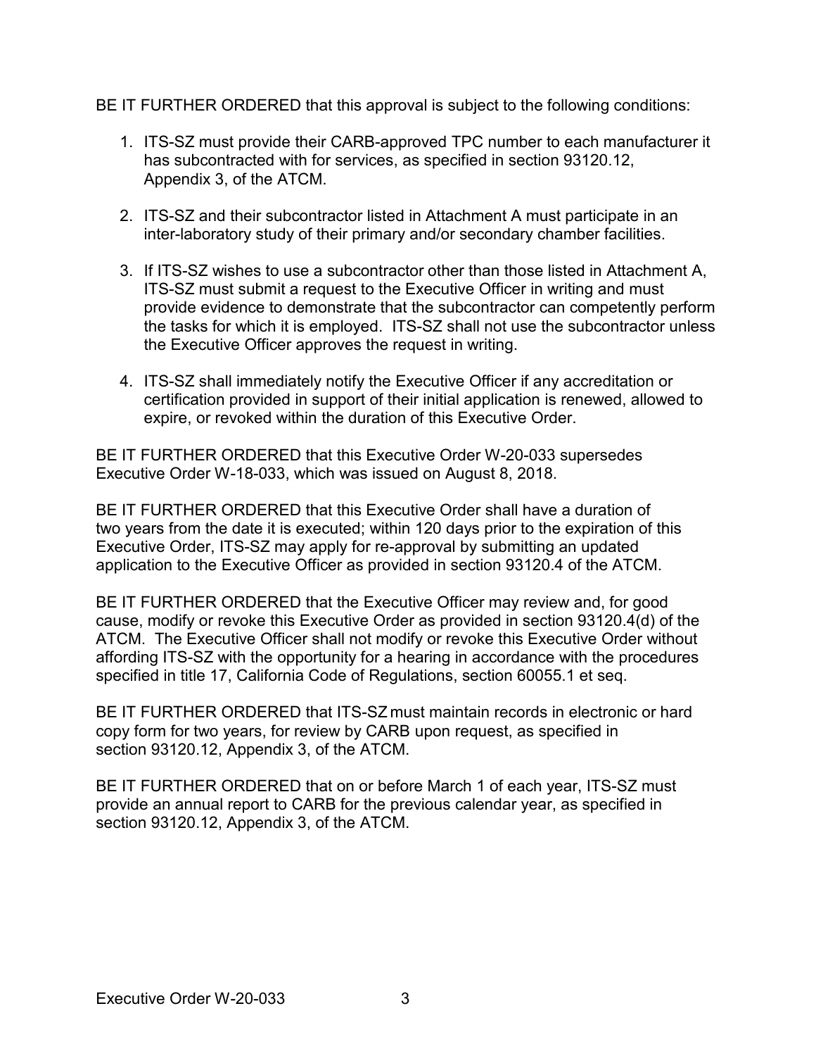BE IT FURTHER ORDERED that this approval is subject to the following conditions:

1. ITS-SZ must provide their CARB-approved TPC number to each manufacturer it has subcontracted with for services, as specified in section 93120.12, Appendix 3, of the ATCM.

2. ITS-SZ and their subcontractor listed in Attachment A must participate in an inter-laboratory study of their primary and/or secondary chamber facilities.

3. If ITS-SZ wishes to use a subcontractor other than those listed in Attachment A, ITS-SZ must submit a request to the Executive Officer in writing and must provide evidence to demonstrate that the subcontractor can competently perform the tasks for which it is employed. ITS-SZ shall not use the subcontractor unless the Executive Officer approves the request in writing.

4. ITS-SZ shall immediately notify the Executive Officer if any accreditation or certification provided in support of their initial application is renewed, allowed to expire, or revoked within the duration of this Executive Order.

BE IT FURTHER ORDERED that this Executive Order W-20-033 supersedes Executive Order W-18-033, which was issued on August 8, 2018.

BE IT FURTHER ORDERED that this Executive Order shall have a duration of two years from the date it is executed; within 120 days prior to the expiration of this Executive Order, ITS-SZ may apply for re-approval by submitting an updated application to the Executive Officer as provided in section 93120.4 of the ATCM.

BE IT FURTHER ORDERED that the Executive Officer may review and, for good cause, modify or revoke this Executive Order as provided in section 93120.4(d) of the ATCM. The Executive Officer shall not modify or revoke this Executive Order without affording ITS-SZ with the opportunity for a hearing in accordance with the procedures specified in title 17, California Code of Regulations, section 60055.1 et seq.

BE IT FURTHER ORDERED that ITS-SZ must maintain records in electronic or hard copy form for two years, for review by CARB upon request, as specified in section 93120.12, Appendix 3, of the ATCM.

BE IT FURTHER ORDERED that on or before March 1 of each year, ITS-SZ must provide an annual report to CARB for the previous calendar year, as specified in section 93120.12, Appendix 3, of the ATCM.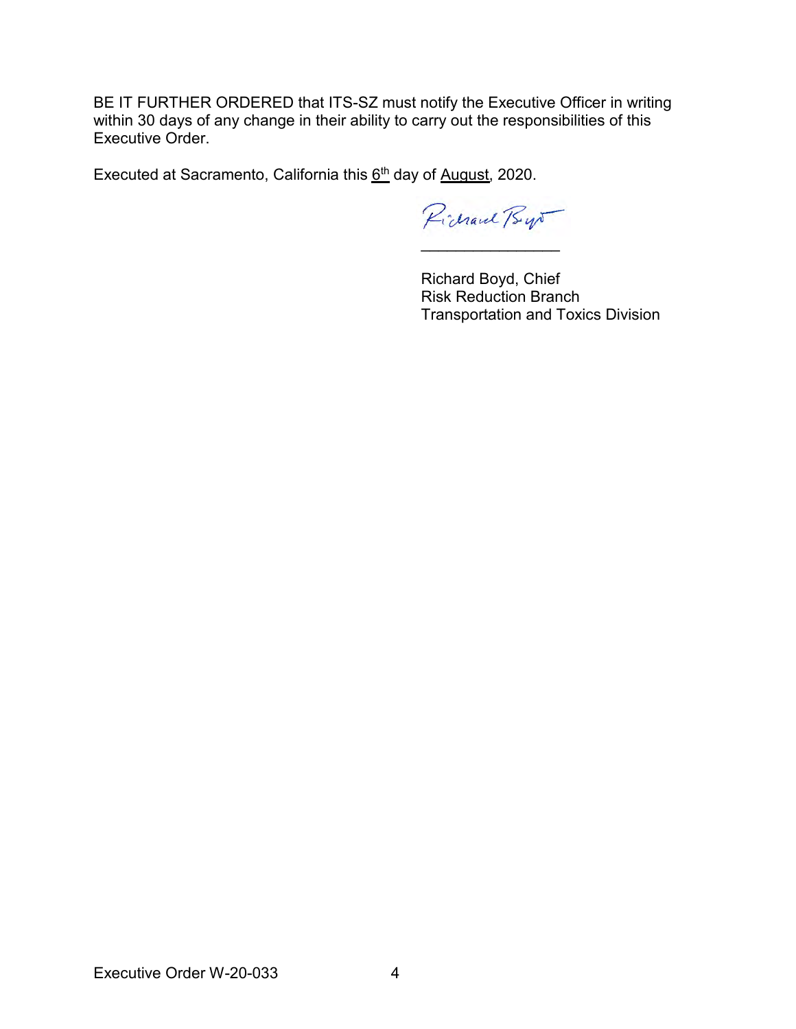BE IT FURTHER ORDERED that ITS-SZ must notify the Executive Officer in writing within 30 days of any change in their ability to carry out the responsibilities of this Executive Order.

Executed at Sacramento, California this 6th day of August, 2020.

Richard Boyd, Chief
Risk Reduction Branch
Transportation and Toxics Division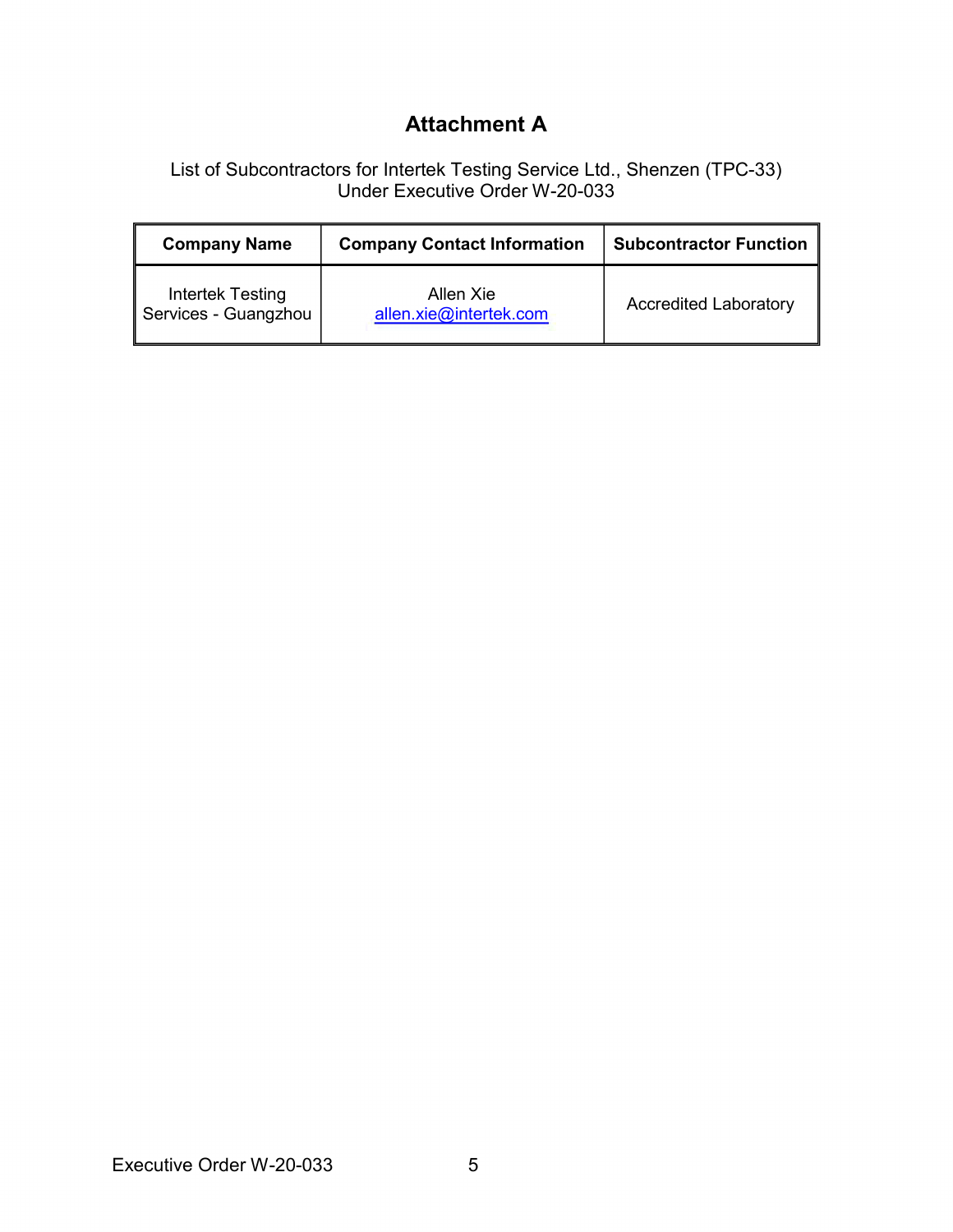# Attachment A

List of Subcontractors for Intertek Testing Service Ltd., Shenzen (TPC-33)
Under Executive Order W-20-033

| Company Name | Company Contact Information | Subcontractor Function |
|---|---|---|
| Intertek Testing Services - Guangzhou | Allen Xie<br>allen.xie@intertek.com | Accredited Laboratory |